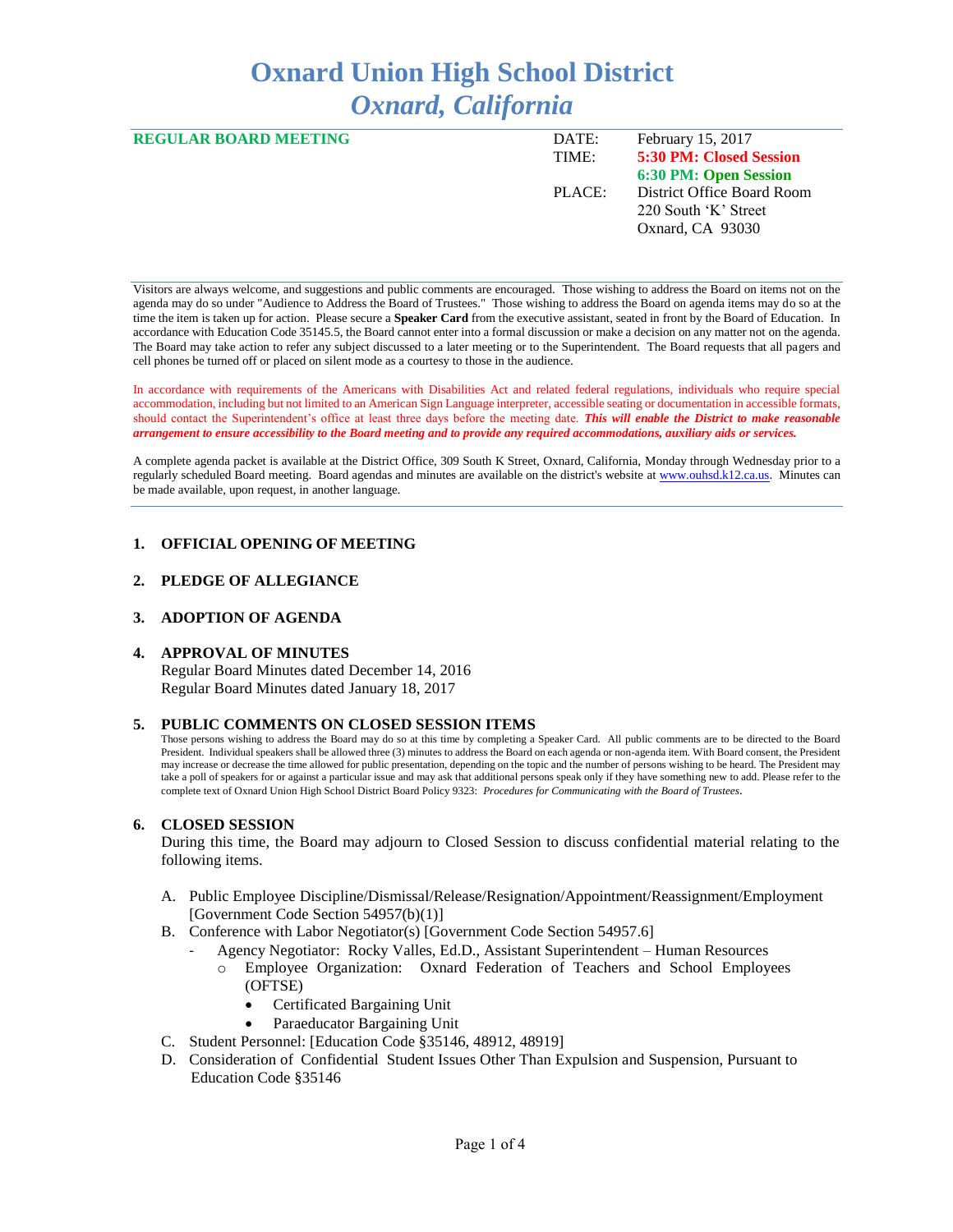# Oxnard Union High School District
## *Oxnard, California*

**REGULAR BOARD MEETING**

| | |
|---|---|
| DATE: | February 15, 2017 |
| TIME: | **5:30 PM: Closed Session** |
| | **6:30 PM: Open Session** |
| PLACE: | District Office Board Room |
| | 220 South 'K' Street |
| | Oxnard, CA 93030 |

Visitors are always welcome, and suggestions and public comments are encouraged. Those wishing to address the Board on items not on the agenda may do so under "Audience to Address the Board of Trustees." Those wishing to address the Board on agenda items may do so at the time the item is taken up for action. Please secure a **Speaker Card** from the executive assistant, seated in front by the Board of Education. In accordance with Education Code 35145.5, the Board cannot enter into a formal discussion or make a decision on any matter not on the agenda. The Board may take action to refer any subject discussed to a later meeting or to the Superintendent. The Board requests that all pagers and cell phones be turned off or placed on silent mode as a courtesy to those in the audience.

In accordance with requirements of the Americans with Disabilities Act and related federal regulations, individuals who require special accommodation, including but not limited to an American Sign Language interpreter, accessible seating or documentation in accessible formats, should contact the Superintendent's office at least three days before the meeting date. ***This will enable the District to make reasonable arrangement to ensure accessibility to the Board meeting and to provide any required accommodations, auxiliary aids or services.***

A complete agenda packet is available at the District Office, 309 South K Street, Oxnard, California, Monday through Wednesday prior to a regularly scheduled Board meeting. Board agendas and minutes are available on the district's website at www.ouhsd.k12.ca.us. Minutes can be made available, upon request, in another language.

### 1. OFFICIAL OPENING OF MEETING

### 2. PLEDGE OF ALLEGIANCE

### 3. ADOPTION OF AGENDA

### 4. APPROVAL OF MINUTES

Regular Board Minutes dated December 14, 2016
Regular Board Minutes dated January 18, 2017

### 5. PUBLIC COMMENTS ON CLOSED SESSION ITEMS

Those persons wishing to address the Board may do so at this time by completing a Speaker Card. All public comments are to be directed to the Board President. Individual speakers shall be allowed three (3) minutes to address the Board on each agenda or non-agenda item. With Board consent, the President may increase or decrease the time allowed for public presentation, depending on the topic and the number of persons wishing to be heard. The President may take a poll of speakers for or against a particular issue and may ask that additional persons speak only if they have something new to add. Please refer to the complete text of Oxnard Union High School District Board Policy 9323: *Procedures for Communicating with the Board of Trustees*.

### 6. CLOSED SESSION

During this time, the Board may adjourn to Closed Session to discuss confidential material relating to the following items.

A. Public Employee Discipline/Dismissal/Release/Resignation/Appointment/Reassignment/Employment [Government Code Section 54957(b)(1)]
B. Conference with Labor Negotiator(s) [Government Code Section 54957.6]
   - Agency Negotiator: Rocky Valles, Ed.D., Assistant Superintendent – Human Resources
     - Employee Organization: Oxnard Federation of Teachers and School Employees (OFTSE)
       - Certificated Bargaining Unit
       - Paraeducator Bargaining Unit
C. Student Personnel: [Education Code §35146, 48912, 48919]
D. Consideration of Confidential Student Issues Other Than Expulsion and Suspension, Pursuant to Education Code §35146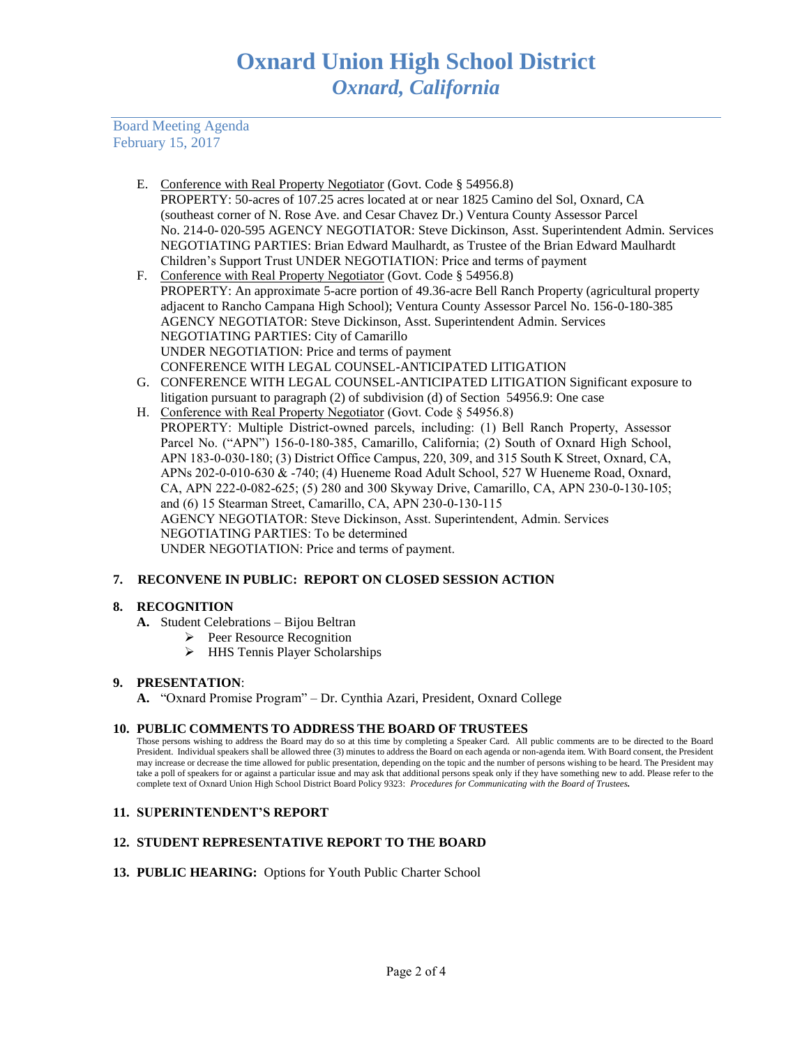Board Meeting Agenda
February 15, 2017

E. Conference with Real Property Negotiator (Govt. Code § 54956.8)
PROPERTY: 50-acres of 107.25 acres located at or near 1825 Camino del Sol, Oxnard, CA (southeast corner of N. Rose Ave. and Cesar Chavez Dr.) Ventura County Assessor Parcel No. 214-0- 020-595 AGENCY NEGOTIATOR: Steve Dickinson, Asst. Superintendent Admin. Services NEGOTIATING PARTIES: Brian Edward Maulhardt, as Trustee of the Brian Edward Maulhardt Children's Support Trust UNDER NEGOTIATION: Price and terms of payment

F. Conference with Real Property Negotiator (Govt. Code § 54956.8)
PROPERTY: An approximate 5-acre portion of 49.36-acre Bell Ranch Property (agricultural property adjacent to Rancho Campana High School); Ventura County Assessor Parcel No. 156-0-180-385
AGENCY NEGOTIATOR: Steve Dickinson, Asst. Superintendent Admin. Services
NEGOTIATING PARTIES: City of Camarillo
UNDER NEGOTIATION: Price and terms of payment
CONFERENCE WITH LEGAL COUNSEL-ANTICIPATED LITIGATION

G. CONFERENCE WITH LEGAL COUNSEL-ANTICIPATED LITIGATION Significant exposure to litigation pursuant to paragraph (2) of subdivision (d) of Section 54956.9: One case

H. Conference with Real Property Negotiator (Govt. Code § 54956.8)
PROPERTY: Multiple District-owned parcels, including: (1) Bell Ranch Property, Assessor Parcel No. ("APN") 156-0-180-385, Camarillo, California; (2) South of Oxnard High School, APN 183-0-030-180; (3) District Office Campus, 220, 309, and 315 South K Street, Oxnard, CA, APNs 202-0-010-630 & -740; (4) Hueneme Road Adult School, 527 W Hueneme Road, Oxnard, CA, APN 222-0-082-625; (5) 280 and 300 Skyway Drive, Camarillo, CA, APN 230-0-130-105; and (6) 15 Stearman Street, Camarillo, CA, APN 230-0-130-115
AGENCY NEGOTIATOR: Steve Dickinson, Asst. Superintendent, Admin. Services
NEGOTIATING PARTIES: To be determined
UNDER NEGOTIATION: Price and terms of payment.

## 7. RECONVENE IN PUBLIC: REPORT ON CLOSED SESSION ACTION

## 8. RECOGNITION

**A.** Student Celebrations – Bijou Beltran
- Peer Resource Recognition
- HHS Tennis Player Scholarships

## 9. PRESENTATION:

**A.** "Oxnard Promise Program" – Dr. Cynthia Azari, President, Oxnard College

## 10. PUBLIC COMMENTS TO ADDRESS THE BOARD OF TRUSTEES

Those persons wishing to address the Board may do so at this time by completing a Speaker Card. All public comments are to be directed to the Board President. Individual speakers shall be allowed three (3) minutes to address the Board on each agenda or non-agenda item. With Board consent, the President may increase or decrease the time allowed for public presentation, depending on the topic and the number of persons wishing to be heard. The President may take a poll of speakers for or against a particular issue and may ask that additional persons speak only if they have something new to add. Please refer to the complete text of Oxnard Union High School District Board Policy 9323: ***Procedures for Communicating with the Board of Trustees.***

## 11. SUPERINTENDENT'S REPORT

## 12. STUDENT REPRESENTATIVE REPORT TO THE BOARD

## 13. PUBLIC HEARING: Options for Youth Public Charter School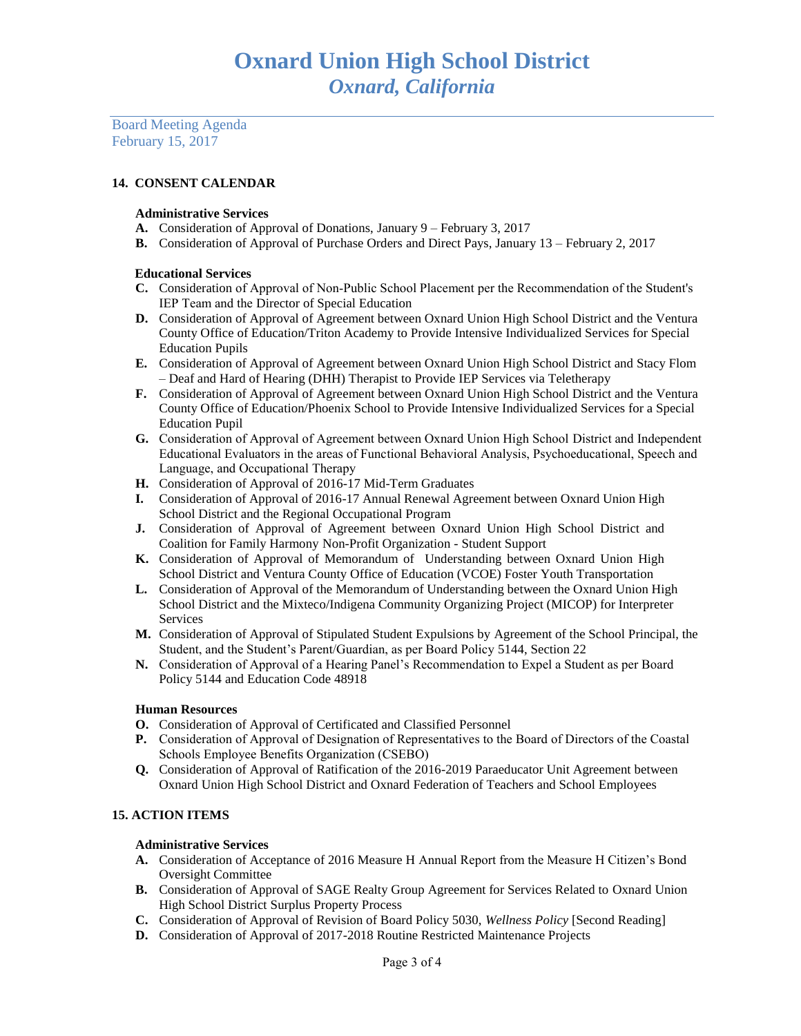# Oxnard Union High School District
## *Oxnard, California*

Board Meeting Agenda
February 15, 2017

### 14. CONSENT CALENDAR

**Administrative Services**

**A.** Consideration of Approval of Donations, January 9 – February 3, 2017
**B.** Consideration of Approval of Purchase Orders and Direct Pays, January 13 – February 2, 2017

**Educational Services**

**C.** Consideration of Approval of Non-Public School Placement per the Recommendation of the Student's IEP Team and the Director of Special Education
**D.** Consideration of Approval of Agreement between Oxnard Union High School District and the Ventura County Office of Education/Triton Academy to Provide Intensive Individualized Services for Special Education Pupils
**E.** Consideration of Approval of Agreement between Oxnard Union High School District and Stacy Flom – Deaf and Hard of Hearing (DHH) Therapist to Provide IEP Services via Teletherapy
**F.** Consideration of Approval of Agreement between Oxnard Union High School District and the Ventura County Office of Education/Phoenix School to Provide Intensive Individualized Services for a Special Education Pupil
**G.** Consideration of Approval of Agreement between Oxnard Union High School District and Independent Educational Evaluators in the areas of Functional Behavioral Analysis, Psychoeducational, Speech and Language, and Occupational Therapy
**H.** Consideration of Approval of 2016-17 Mid-Term Graduates
**I.** Consideration of Approval of 2016-17 Annual Renewal Agreement between Oxnard Union High School District and the Regional Occupational Program
**J.** Consideration of Approval of Agreement between Oxnard Union High School District and Coalition for Family Harmony Non-Profit Organization - Student Support
**K.** Consideration of Approval of Memorandum of Understanding between Oxnard Union High School District and Ventura County Office of Education (VCOE) Foster Youth Transportation
**L.** Consideration of Approval of the Memorandum of Understanding between the Oxnard Union High School District and the Mixteco/Indigena Community Organizing Project (MICOP) for Interpreter Services
**M.** Consideration of Approval of Stipulated Student Expulsions by Agreement of the School Principal, the Student, and the Student's Parent/Guardian, as per Board Policy 5144, Section 22
**N.** Consideration of Approval of a Hearing Panel's Recommendation to Expel a Student as per Board Policy 5144 and Education Code 48918

**Human Resources**

**O.** Consideration of Approval of Certificated and Classified Personnel
**P.** Consideration of Approval of Designation of Representatives to the Board of Directors of the Coastal Schools Employee Benefits Organization (CSEBO)
**Q.** Consideration of Approval of Ratification of the 2016-2019 Paraeducator Unit Agreement between Oxnard Union High School District and Oxnard Federation of Teachers and School Employees

### 15. ACTION ITEMS

**Administrative Services**

**A.** Consideration of Acceptance of 2016 Measure H Annual Report from the Measure H Citizen's Bond Oversight Committee
**B.** Consideration of Approval of SAGE Realty Group Agreement for Services Related to Oxnard Union High School District Surplus Property Process
**C.** Consideration of Approval of Revision of Board Policy 5030, *Wellness Policy* [Second Reading]
**D.** Consideration of Approval of 2017-2018 Routine Restricted Maintenance Projects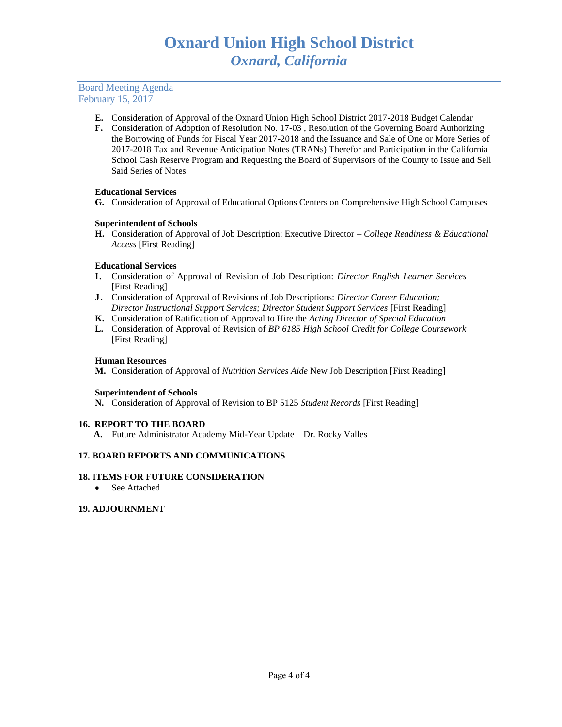# Oxnard Union High School District
## *Oxnard, California*

Board Meeting Agenda
February 15, 2017

- **E.** Consideration of Approval of the Oxnard Union High School District 2017-2018 Budget Calendar
- **F.** Consideration of Adoption of Resolution No. 17-03 , Resolution of the Governing Board Authorizing the Borrowing of Funds for Fiscal Year 2017-2018 and the Issuance and Sale of One or More Series of 2017-2018 Tax and Revenue Anticipation Notes (TRANs) Therefor and Participation in the California School Cash Reserve Program and Requesting the Board of Supervisors of the County to Issue and Sell Said Series of Notes

**Educational Services**

- **G.** Consideration of Approval of Educational Options Centers on Comprehensive High School Campuses

**Superintendent of Schools**

- **H.** Consideration of Approval of Job Description: Executive Director – *College Readiness & Educational Access* [First Reading]

**Educational Services**

- **I.** Consideration of Approval of Revision of Job Description: *Director English Learner Services* [First Reading]
- **J.** Consideration of Approval of Revisions of Job Descriptions: *Director Career Education; Director Instructional Support Services; Director Student Support Services* [First Reading]
- **K.** Consideration of Ratification of Approval to Hire the *Acting Director of Special Education*
- **L.** Consideration of Approval of Revision of *BP 6185 High School Credit for College Coursework* [First Reading]

**Human Resources**

- **M.** Consideration of Approval of *Nutrition Services Aide* New Job Description [First Reading]

**Superintendent of Schools**

- **N.** Consideration of Approval of Revision to BP 5125 *Student Records* [First Reading]

**16. REPORT TO THE BOARD**

- **A.** Future Administrator Academy Mid-Year Update – Dr. Rocky Valles

**17. BOARD REPORTS AND COMMUNICATIONS**

**18. ITEMS FOR FUTURE CONSIDERATION**

- See Attached

**19. ADJOURNMENT**